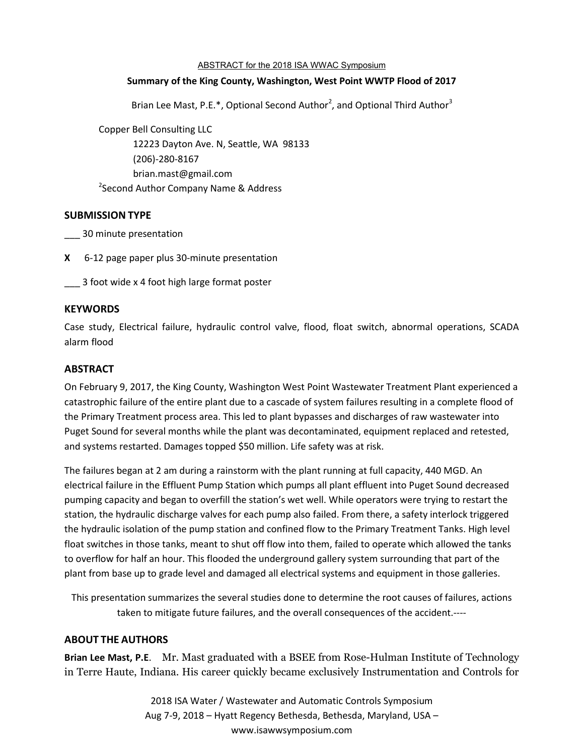ABSTRACT for the 2018 ISA WWAC Symposium

# Summary of the King County, Washington, West Point WWTP Flood of 2017

Brian Lee Mast, P.E.*, Optional Second Author[2], and Optional Third Author[3]

Copper Bell Consulting LLC
12223 Dayton Ave. N, Seattle, WA 98133
(206)-280-8167
brian.mast@gmail.com
[2]Second Author Company Name & Address

## SUBMISSION TYPE

___ 30 minute presentation

**X** 6-12 page paper plus 30-minute presentation

___ 3 foot wide x 4 foot high large format poster

## KEYWORDS

Case study, Electrical failure, hydraulic control valve, flood, float switch, abnormal operations, SCADA alarm flood

## ABSTRACT

On February 9, 2017, the King County, Washington West Point Wastewater Treatment Plant experienced a catastrophic failure of the entire plant due to a cascade of system failures resulting in a complete flood of the Primary Treatment process area. This led to plant bypasses and discharges of raw wastewater into Puget Sound for several months while the plant was decontaminated, equipment replaced and retested, and systems restarted. Damages topped $50 million. Life safety was at risk.

The failures began at 2 am during a rainstorm with the plant running at full capacity, 440 MGD. An electrical failure in the Effluent Pump Station which pumps all plant effluent into Puget Sound decreased pumping capacity and began to overfill the station's wet well. While operators were trying to restart the station, the hydraulic discharge valves for each pump also failed. From there, a safety interlock triggered the hydraulic isolation of the pump station and confined flow to the Primary Treatment Tanks. High level float switches in those tanks, meant to shut off flow into them, failed to operate which allowed the tanks to overflow for half an hour. This flooded the underground gallery system surrounding that part of the plant from base up to grade level and damaged all electrical systems and equipment in those galleries.

This presentation summarizes the several studies done to determine the root causes of failures, actions taken to mitigate future failures, and the overall consequences of the accident.----

## ABOUT THE AUTHORS

**Brian Lee Mast, P.E**. Mr. Mast graduated with a BSEE from Rose-Hulman Institute of Technology in Terre Haute, Indiana. His career quickly became exclusively Instrumentation and Controls for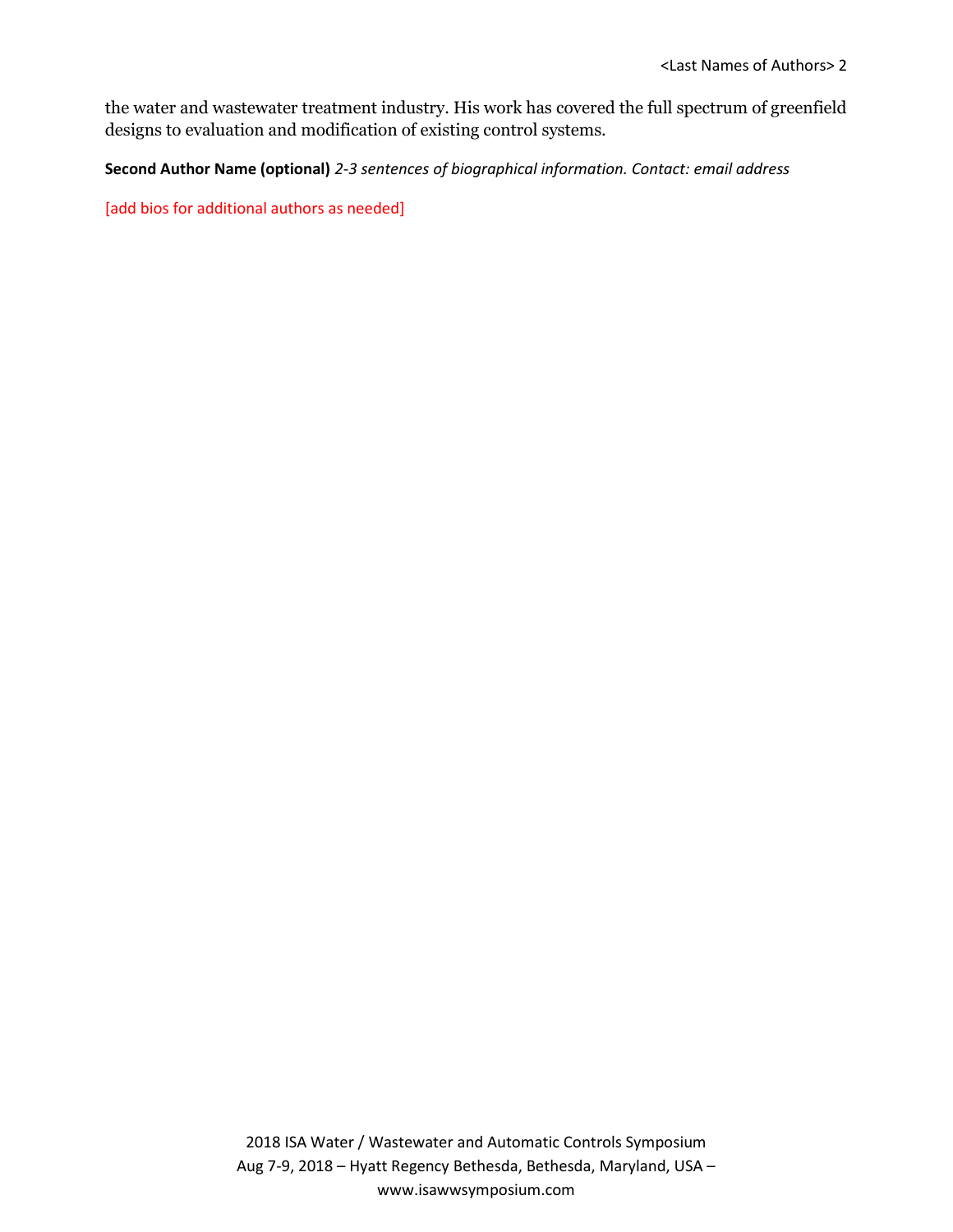the water and wastewater treatment industry. His work has covered the full spectrum of greenfield designs to evaluation and modification of existing control systems.

**Second Author Name (optional)** *2-3 sentences of biographical information. Contact: email address*

[add bios for additional authors as needed]